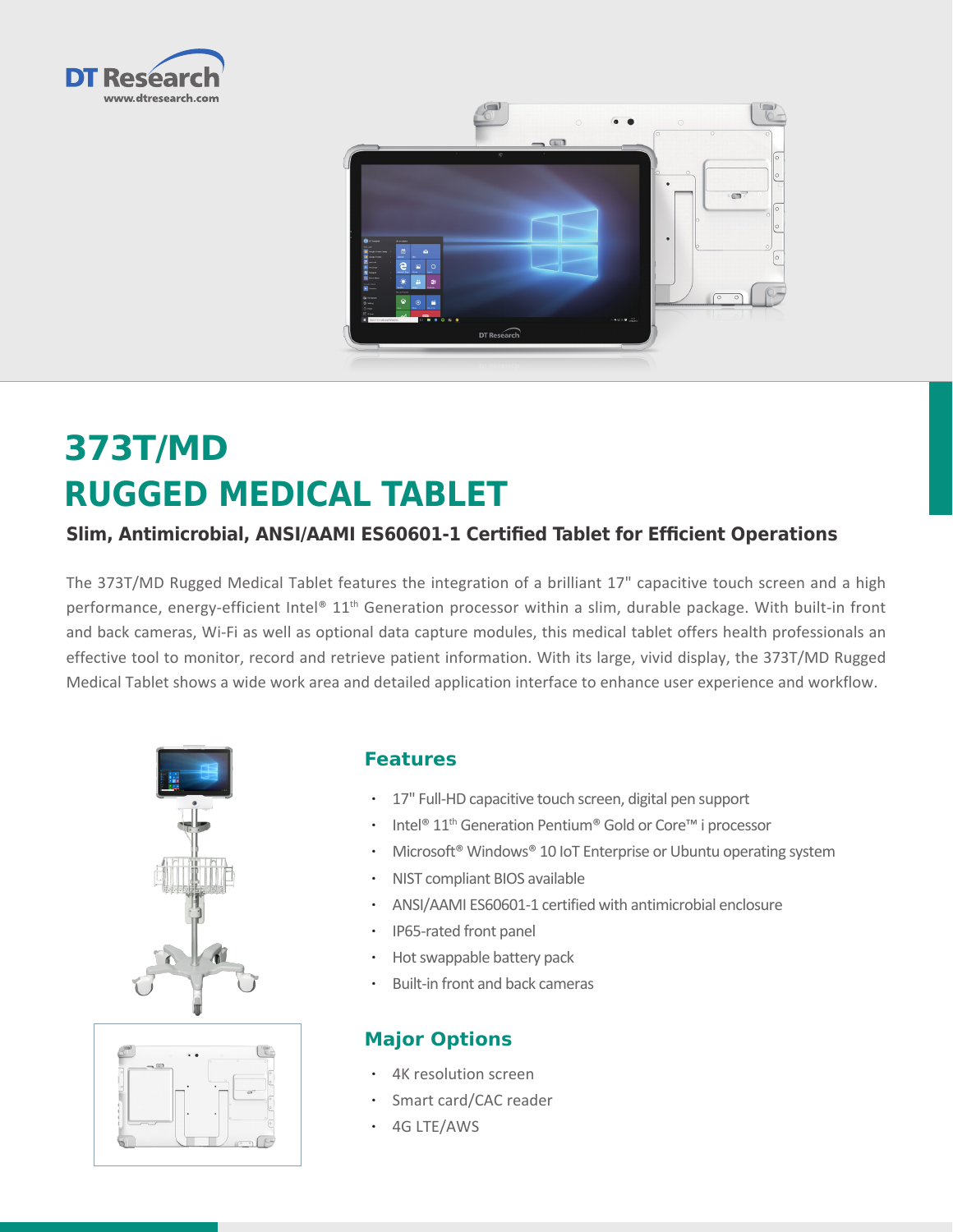DT Research
www.dtresearch.com

# 373T/MD
# RUGGED MEDICAL TABLET

### Slim, Antimicrobial, ANSI/AAMI ES60601-1 Certified Tablet for Efficient Operations

The 373T/MD Rugged Medical Tablet features the integration of a brilliant 17" capacitive touch screen and a high performance, energy-efficient Intel® 11th Generation processor within a slim, durable package. With built-in front and back cameras, Wi-Fi as well as optional data capture modules, this medical tablet offers health professionals an effective tool to monitor, record and retrieve patient information. With its large, vivid display, the 373T/MD Rugged Medical Tablet shows a wide work area and detailed application interface to enhance user experience and workflow.

## Features

- 17" Full-HD capacitive touch screen, digital pen support
- Intel® 11th Generation Pentium® Gold or Core™ i processor
- Microsoft® Windows® 10 IoT Enterprise or Ubuntu operating system
- NIST compliant BIOS available
- ANSI/AAMI ES60601-1 certified with antimicrobial enclosure
- IP65-rated front panel
- Hot swappable battery pack
- Built-in front and back cameras

## Major Options

- 4K resolution screen
- Smart card/CAC reader
- 4G LTE/AWS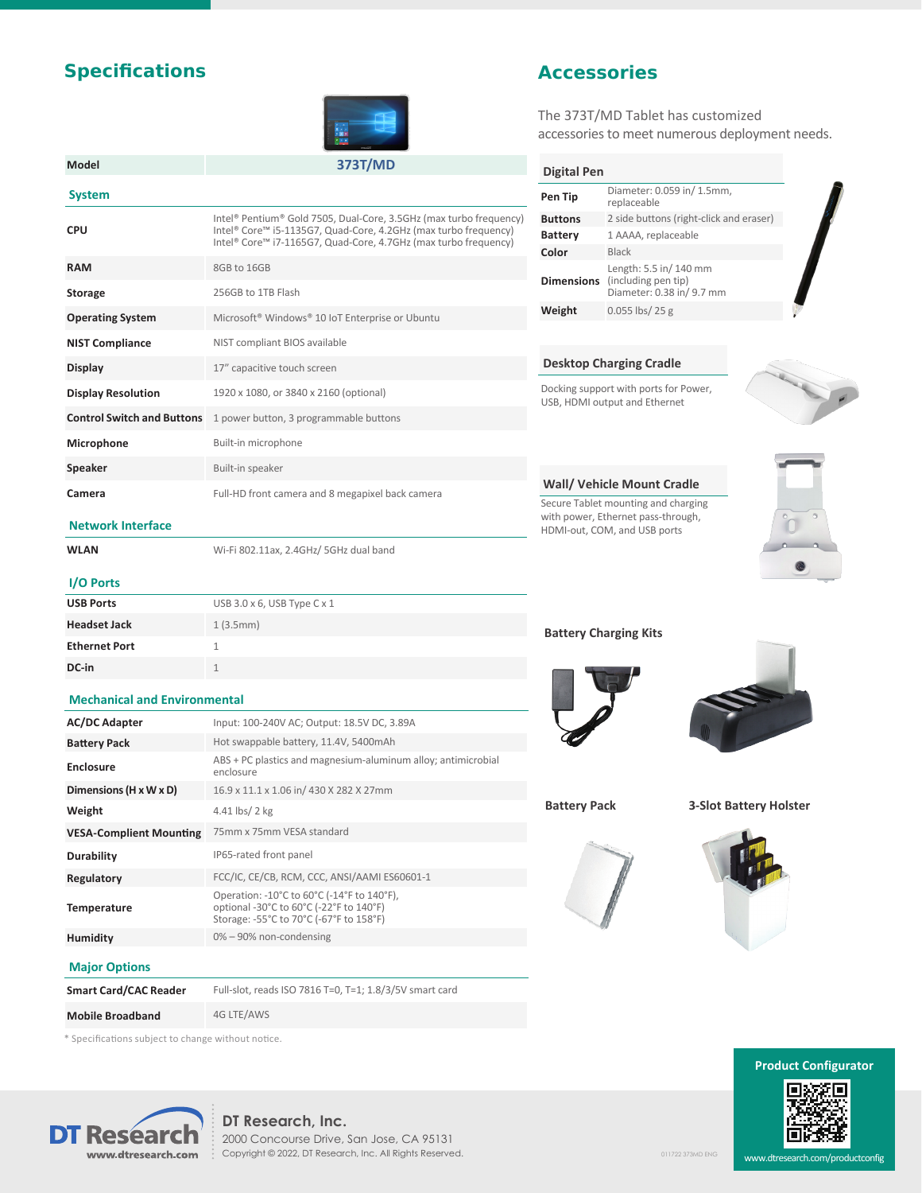## Specifications

| Model | 373T/MD |
|---|---|
| **System** | |
| CPU | Intel® Pentium® Gold 7505, Dual-Core, 3.5GHz (max turbo frequency)<br>Intel® Core™ i5-1135G7, Quad-Core, 4.2GHz (max turbo frequency)<br>Intel® Core™ i7-1165G7, Quad-Core, 4.7GHz (max turbo frequency) |
| RAM | 8GB to 16GB |
| Storage | 256GB to 1TB Flash |
| Operating System | Microsoft® Windows® 10 IoT Enterprise or Ubuntu |
| NIST Compliance | NIST compliant BIOS available |
| Display | 17" capacitive touch screen |
| Display Resolution | 1920 x 1080, or 3840 x 2160 (optional) |
| Control Switch and Buttons | 1 power button, 3 programmable buttons |
| Microphone | Built-in microphone |
| Speaker | Built-in speaker |
| Camera | Full-HD front camera and 8 megapixel back camera |
| **Network Interface** | |
| WLAN | Wi-Fi 802.11ax, 2.4GHz/ 5GHz dual band |
| **I/O Ports** | |
| USB Ports | USB 3.0 x 6, USB Type C x 1 |
| Headset Jack | 1 (3.5mm) |
| Ethernet Port | 1 |
| DC-in | 1 |
| **Mechanical and Environmental** | |
| AC/DC Adapter | Input: 100-240V AC; Output: 18.5V DC, 3.89A |
| Battery Pack | Hot swappable battery, 11.4V, 5400mAh |
| Enclosure | ABS + PC plastics and magnesium-aluminum alloy; antimicrobial enclosure |
| Dimensions (H x W x D) | 16.9 x 11.1 x 1.06 in/ 430 X 282 X 27mm |
| Weight | 4.41 lbs/ 2 kg |
| VESA-Complient Mounting | 75mm x 75mm VESA standard |
| Durability | IP65-rated front panel |
| Regulatory | FCC/IC, CE/CB, RCM, CCC, ANSI/AAMI ES60601-1 |
| Temperature | Operation: -10°C to 60°C (-14°F to 140°F),<br>optional -30°C to 60°C (-22°F to 140°F)<br>Storage: -55°C to 70°C (-67°F to 158°F) |
| Humidity | 0% – 90% non-condensing |
| **Major Options** | |
| Smart Card/CAC Reader | Full-slot, reads ISO 7816 T=0, T=1; 1.8/3/5V smart card |
| Mobile Broadband | 4G LTE/AWS |

\* Specifications subject to change without notice.

## Accessories

The 373T/MD Tablet has customized accessories to meet numerous deployment needs.

### Digital Pen

| | |
|---|---|
| Pen Tip | Diameter: 0.059 in/ 1.5mm, replaceable |
| Buttons | 2 side buttons (right-click and eraser) |
| Battery | 1 AAAA, replaceable |
| Color | Black |
| Dimensions | Length: 5.5 in/ 140 mm (including pen tip)<br>Diameter: 0.38 in/ 9.7 mm |
| Weight | 0.055 lbs/ 25 g |

### Desktop Charging Cradle

Docking support with ports for Power, USB, HDMI output and Ethernet

### Wall/ Vehicle Mount Cradle

Secure Tablet mounting and charging with power, Ethernet pass-through, HDMI-out, COM, and USB ports

### Battery Charging Kits

**Battery Pack**

**3-Slot Battery Holster**

**Product Configurator**

www.dtresearch.com/productconfig

**DT Research, Inc.**
2000 Concourse Drive, San Jose, CA 95131
Copyright © 2022, DT Research, Inc. All Rights Reserved.

www.dtresearch.com

011722 373MD ENG